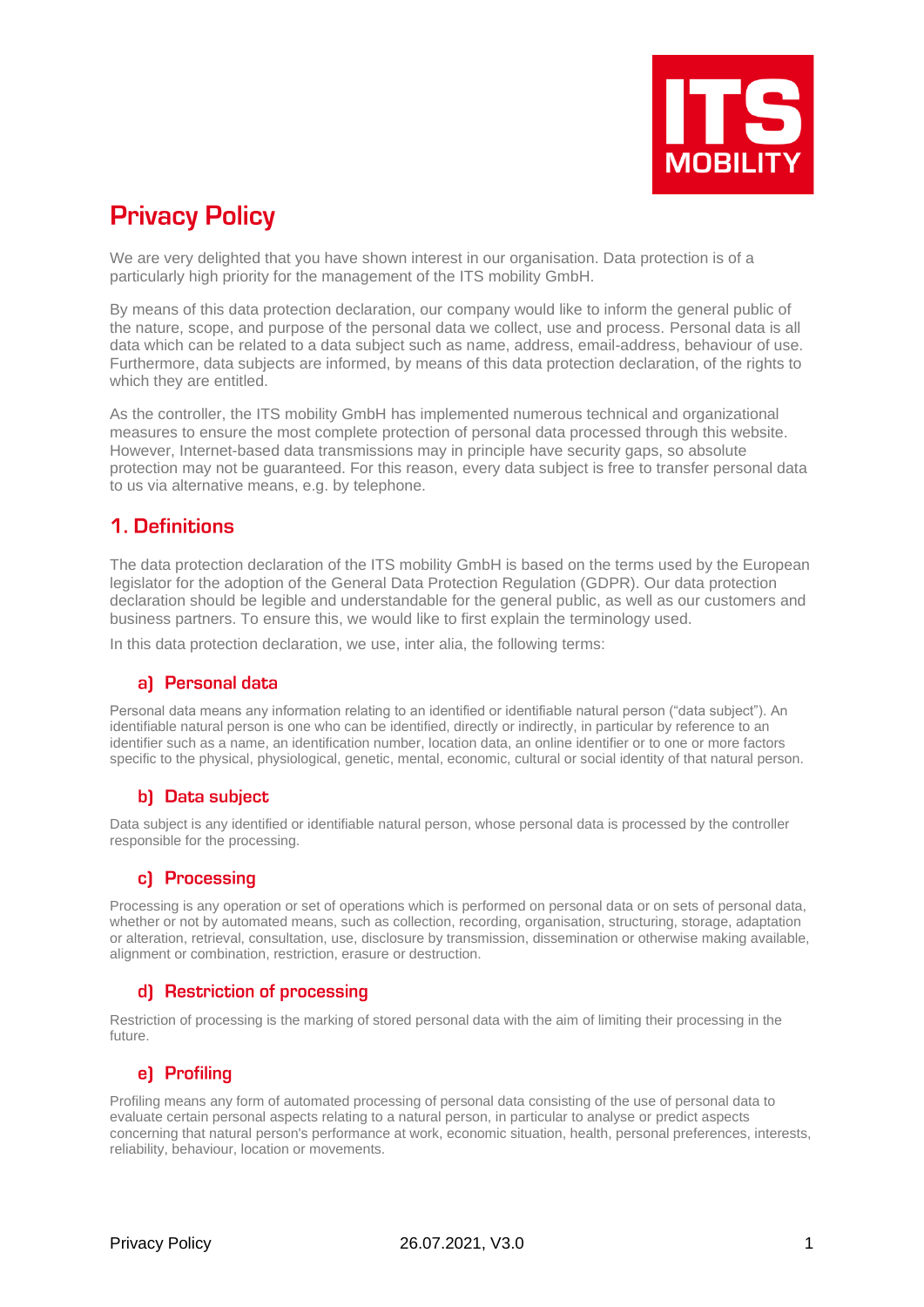# Privacy Policy

We are very delighted that you have shown interest in our organisation. Data protection is of a particularly high priority for the management of the ITS mobility GmbH.

By means of this data protection declaration, our company would like to inform the general public of the nature, scope, and purpose of the personal data we collect, use and process. Personal data is all data which can be related to a data subject such as name, address, email-address, behaviour of use. Furthermore, data subjects are informed, by means of this data protection declaration, of the rights to which they are entitled.

As the controller, the ITS mobility GmbH has implemented numerous technical and organizational measures to ensure the most complete protection of personal data processed through this website. However, Internet-based data transmissions may in principle have security gaps, so absolute protection may not be guaranteed. For this reason, every data subject is free to transfer personal data to us via alternative means, e.g. by telephone.

## 1. Definitions

The data protection declaration of the ITS mobility GmbH is based on the terms used by the European legislator for the adoption of the General Data Protection Regulation (GDPR). Our data protection declaration should be legible and understandable for the general public, as well as our customers and business partners. To ensure this, we would like to first explain the terminology used.

In this data protection declaration, we use, inter alia, the following terms:

### a) Personal data

Personal data means any information relating to an identified or identifiable natural person (“data subject”). An identifiable natural person is one who can be identified, directly or indirectly, in particular by reference to an identifier such as a name, an identification number, location data, an online identifier or to one or more factors specific to the physical, physiological, genetic, mental, economic, cultural or social identity of that natural person.

### b) Data subject

Data subject is any identified or identifiable natural person, whose personal data is processed by the controller responsible for the processing.

### c) Processing

Processing is any operation or set of operations which is performed on personal data or on sets of personal data, whether or not by automated means, such as collection, recording, organisation, structuring, storage, adaptation or alteration, retrieval, consultation, use, disclosure by transmission, dissemination or otherwise making available, alignment or combination, restriction, erasure or destruction.

### d) Restriction of processing

Restriction of processing is the marking of stored personal data with the aim of limiting their processing in the future.

### e) Profiling

Profiling means any form of automated processing of personal data consisting of the use of personal data to evaluate certain personal aspects relating to a natural person, in particular to analyse or predict aspects concerning that natural person's performance at work, economic situation, health, personal preferences, interests, reliability, behaviour, location or movements.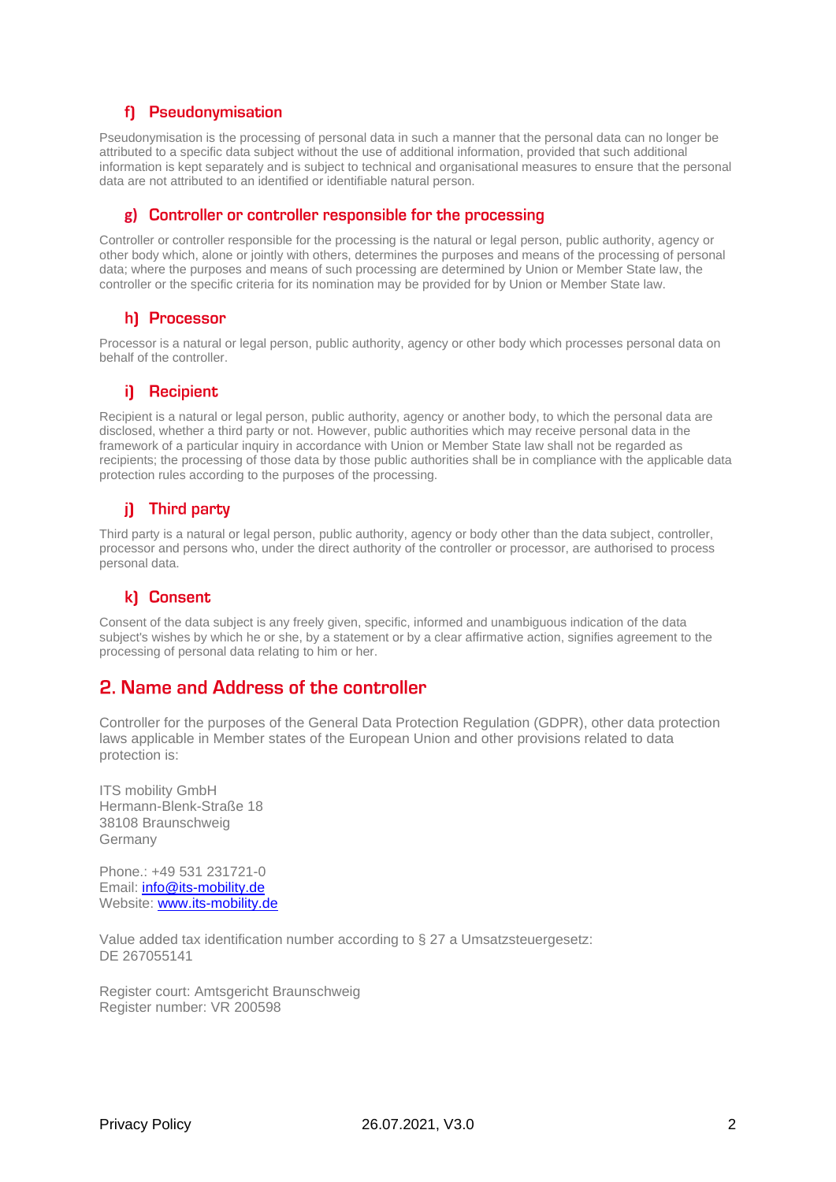### f) Pseudonymisation

Pseudonymisation is the processing of personal data in such a manner that the personal data can no longer be attributed to a specific data subject without the use of additional information, provided that such additional information is kept separately and is subject to technical and organisational measures to ensure that the personal data are not attributed to an identified or identifiable natural person.

### g) Controller or controller responsible for the processing

Controller or controller responsible for the processing is the natural or legal person, public authority, agency or other body which, alone or jointly with others, determines the purposes and means of the processing of personal data; where the purposes and means of such processing are determined by Union or Member State law, the controller or the specific criteria for its nomination may be provided for by Union or Member State law.

### h) Processor

Processor is a natural or legal person, public authority, agency or other body which processes personal data on behalf of the controller.

### i) Recipient

Recipient is a natural or legal person, public authority, agency or another body, to which the personal data are disclosed, whether a third party or not. However, public authorities which may receive personal data in the framework of a particular inquiry in accordance with Union or Member State law shall not be regarded as recipients; the processing of those data by those public authorities shall be in compliance with the applicable data protection rules according to the purposes of the processing.

### j) Third party

Third party is a natural or legal person, public authority, agency or body other than the data subject, controller, processor and persons who, under the direct authority of the controller or processor, are authorised to process personal data.

### k) Consent

Consent of the data subject is any freely given, specific, informed and unambiguous indication of the data subject's wishes by which he or she, by a statement or by a clear affirmative action, signifies agreement to the processing of personal data relating to him or her.

## 2. Name and Address of the controller

Controller for the purposes of the General Data Protection Regulation (GDPR), other data protection laws applicable in Member states of the European Union and other provisions related to data protection is:

ITS mobility GmbH
Hermann-Blenk-Straße 18
38108 Braunschweig
Germany

Phone.: +49 531 231721-0
Email: [info@its-mobility.de](mailto:info@its-mobility.de)
Website: [www.its-mobility.de](http://www.its-mobility.de)

Value added tax identification number according to § 27 a Umsatzsteuergesetz:
DE 267055141

Register court: Amtsgericht Braunschweig
Register number: VR 200598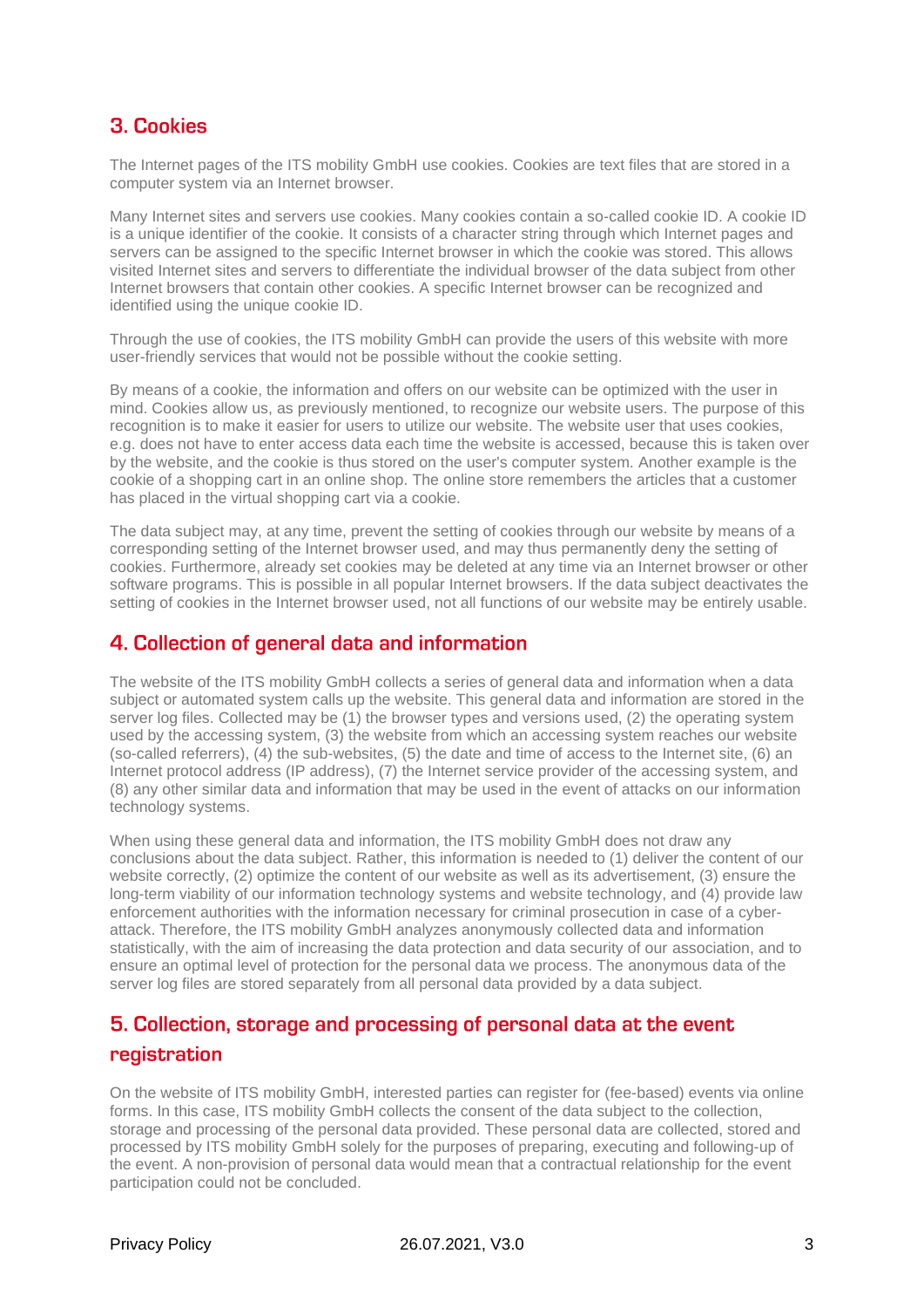## 3. Cookies

The Internet pages of the ITS mobility GmbH use cookies. Cookies are text files that are stored in a computer system via an Internet browser.

Many Internet sites and servers use cookies. Many cookies contain a so-called cookie ID. A cookie ID is a unique identifier of the cookie. It consists of a character string through which Internet pages and servers can be assigned to the specific Internet browser in which the cookie was stored. This allows visited Internet sites and servers to differentiate the individual browser of the data subject from other Internet browsers that contain other cookies. A specific Internet browser can be recognized and identified using the unique cookie ID.

Through the use of cookies, the ITS mobility GmbH can provide the users of this website with more user-friendly services that would not be possible without the cookie setting.

By means of a cookie, the information and offers on our website can be optimized with the user in mind. Cookies allow us, as previously mentioned, to recognize our website users. The purpose of this recognition is to make it easier for users to utilize our website. The website user that uses cookies, e.g. does not have to enter access data each time the website is accessed, because this is taken over by the website, and the cookie is thus stored on the user's computer system. Another example is the cookie of a shopping cart in an online shop. The online store remembers the articles that a customer has placed in the virtual shopping cart via a cookie.

The data subject may, at any time, prevent the setting of cookies through our website by means of a corresponding setting of the Internet browser used, and may thus permanently deny the setting of cookies. Furthermore, already set cookies may be deleted at any time via an Internet browser or other software programs. This is possible in all popular Internet browsers. If the data subject deactivates the setting of cookies in the Internet browser used, not all functions of our website may be entirely usable.

## 4. Collection of general data and information

The website of the ITS mobility GmbH collects a series of general data and information when a data subject or automated system calls up the website. This general data and information are stored in the server log files. Collected may be (1) the browser types and versions used, (2) the operating system used by the accessing system, (3) the website from which an accessing system reaches our website (so-called referrers), (4) the sub-websites, (5) the date and time of access to the Internet site, (6) an Internet protocol address (IP address), (7) the Internet service provider of the accessing system, and (8) any other similar data and information that may be used in the event of attacks on our information technology systems.

When using these general data and information, the ITS mobility GmbH does not draw any conclusions about the data subject. Rather, this information is needed to (1) deliver the content of our website correctly, (2) optimize the content of our website as well as its advertisement, (3) ensure the long-term viability of our information technology systems and website technology, and (4) provide law enforcement authorities with the information necessary for criminal prosecution in case of a cyber-attack. Therefore, the ITS mobility GmbH analyzes anonymously collected data and information statistically, with the aim of increasing the data protection and data security of our association, and to ensure an optimal level of protection for the personal data we process. The anonymous data of the server log files are stored separately from all personal data provided by a data subject.

## 5. Collection, storage and processing of personal data at the event registration

On the website of ITS mobility GmbH, interested parties can register for (fee-based) events via online forms. In this case, ITS mobility GmbH collects the consent of the data subject to the collection, storage and processing of the personal data provided. These personal data are collected, stored and processed by ITS mobility GmbH solely for the purposes of preparing, executing and following-up of the event. A non-provision of personal data would mean that a contractual relationship for the event participation could not be concluded.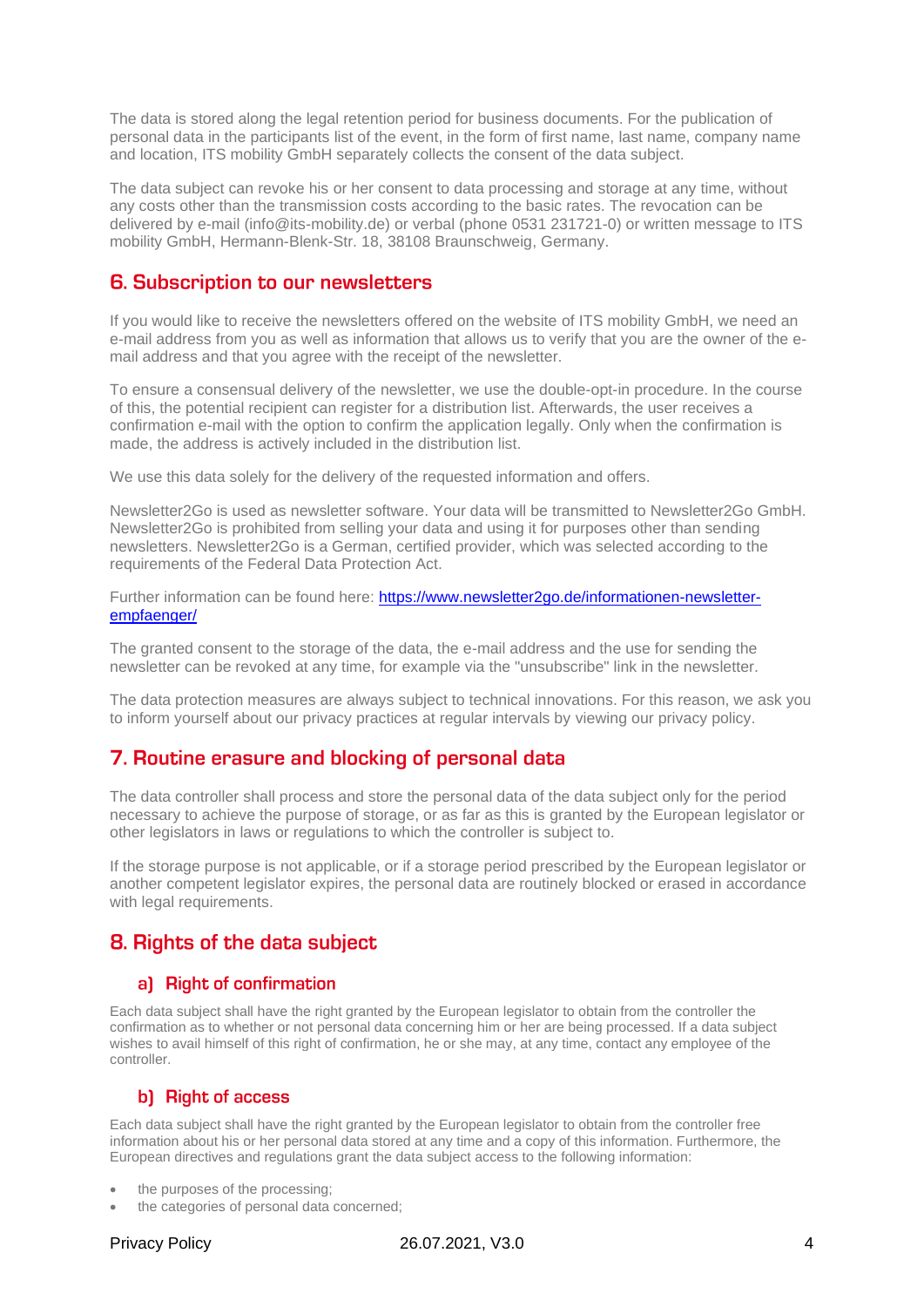The data is stored along the legal retention period for business documents. For the publication of personal data in the participants list of the event, in the form of first name, last name, company name and location, ITS mobility GmbH separately collects the consent of the data subject.

The data subject can revoke his or her consent to data processing and storage at any time, without any costs other than the transmission costs according to the basic rates. The revocation can be delivered by e-mail (info@its-mobility.de) or verbal (phone 0531 231721-0) or written message to ITS mobility GmbH, Hermann-Blenk-Str. 18, 38108 Braunschweig, Germany.

## 6. Subscription to our newsletters

If you would like to receive the newsletters offered on the website of ITS mobility GmbH, we need an e-mail address from you as well as information that allows us to verify that you are the owner of the e-mail address and that you agree with the receipt of the newsletter.

To ensure a consensual delivery of the newsletter, we use the double-opt-in procedure. In the course of this, the potential recipient can register for a distribution list. Afterwards, the user receives a confirmation e-mail with the option to confirm the application legally. Only when the confirmation is made, the address is actively included in the distribution list.

We use this data solely for the delivery of the requested information and offers.

Newsletter2Go is used as newsletter software. Your data will be transmitted to Newsletter2Go GmbH. Newsletter2Go is prohibited from selling your data and using it for purposes other than sending newsletters. Newsletter2Go is a German, certified provider, which was selected according to the requirements of the Federal Data Protection Act.

Further information can be found here: [https://www.newsletter2go.de/informationen-newsletter-empfaenger/](https://www.newsletter2go.de/informationen-newsletter-empfaenger/)

The granted consent to the storage of the data, the e-mail address and the use for sending the newsletter can be revoked at any time, for example via the "unsubscribe" link in the newsletter.

The data protection measures are always subject to technical innovations. For this reason, we ask you to inform yourself about our privacy practices at regular intervals by viewing our privacy policy.

## 7. Routine erasure and blocking of personal data

The data controller shall process and store the personal data of the data subject only for the period necessary to achieve the purpose of storage, or as far as this is granted by the European legislator or other legislators in laws or regulations to which the controller is subject to.

If the storage purpose is not applicable, or if a storage period prescribed by the European legislator or another competent legislator expires, the personal data are routinely blocked or erased in accordance with legal requirements.

## 8. Rights of the data subject

### a) Right of confirmation

Each data subject shall have the right granted by the European legislator to obtain from the controller the confirmation as to whether or not personal data concerning him or her are being processed. If a data subject wishes to avail himself of this right of confirmation, he or she may, at any time, contact any employee of the controller.

### b) Right of access

Each data subject shall have the right granted by the European legislator to obtain from the controller free information about his or her personal data stored at any time and a copy of this information. Furthermore, the European directives and regulations grant the data subject access to the following information:

- the purposes of the processing;
- the categories of personal data concerned;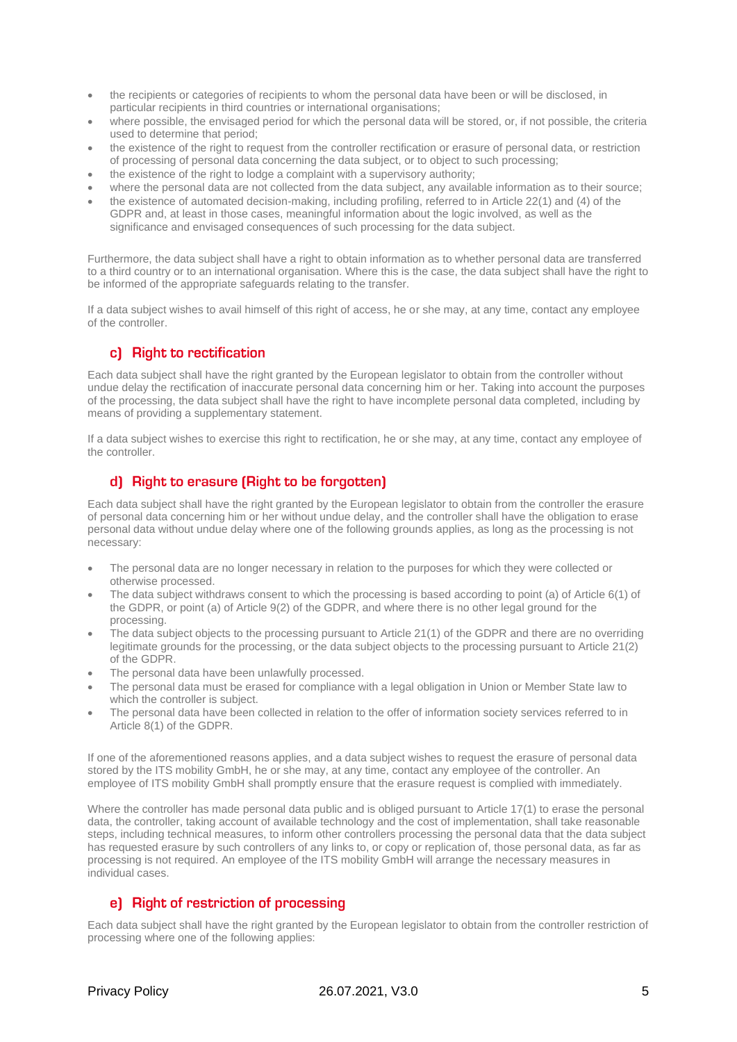- the recipients or categories of recipients to whom the personal data have been or will be disclosed, in particular recipients in third countries or international organisations;
- where possible, the envisaged period for which the personal data will be stored, or, if not possible, the criteria used to determine that period;
- the existence of the right to request from the controller rectification or erasure of personal data, or restriction of processing of personal data concerning the data subject, or to object to such processing;
- the existence of the right to lodge a complaint with a supervisory authority;
- where the personal data are not collected from the data subject, any available information as to their source;
- the existence of automated decision-making, including profiling, referred to in Article 22(1) and (4) of the GDPR and, at least in those cases, meaningful information about the logic involved, as well as the significance and envisaged consequences of such processing for the data subject.

Furthermore, the data subject shall have a right to obtain information as to whether personal data are transferred to a third country or to an international organisation. Where this is the case, the data subject shall have the right to be informed of the appropriate safeguards relating to the transfer.

If a data subject wishes to avail himself of this right of access, he or she may, at any time, contact any employee of the controller.

### c) Right to rectification

Each data subject shall have the right granted by the European legislator to obtain from the controller without undue delay the rectification of inaccurate personal data concerning him or her. Taking into account the purposes of the processing, the data subject shall have the right to have incomplete personal data completed, including by means of providing a supplementary statement.

If a data subject wishes to exercise this right to rectification, he or she may, at any time, contact any employee of the controller.

### d) Right to erasure (Right to be forgotten)

Each data subject shall have the right granted by the European legislator to obtain from the controller the erasure of personal data concerning him or her without undue delay, and the controller shall have the obligation to erase personal data without undue delay where one of the following grounds applies, as long as the processing is not necessary:

- The personal data are no longer necessary in relation to the purposes for which they were collected or otherwise processed.
- The data subject withdraws consent to which the processing is based according to point (a) of Article 6(1) of the GDPR, or point (a) of Article 9(2) of the GDPR, and where there is no other legal ground for the processing.
- The data subject objects to the processing pursuant to Article 21(1) of the GDPR and there are no overriding legitimate grounds for the processing, or the data subject objects to the processing pursuant to Article 21(2) of the GDPR.
- The personal data have been unlawfully processed.
- The personal data must be erased for compliance with a legal obligation in Union or Member State law to which the controller is subject.
- The personal data have been collected in relation to the offer of information society services referred to in Article 8(1) of the GDPR.

If one of the aforementioned reasons applies, and a data subject wishes to request the erasure of personal data stored by the ITS mobility GmbH, he or she may, at any time, contact any employee of the controller. An employee of ITS mobility GmbH shall promptly ensure that the erasure request is complied with immediately.

Where the controller has made personal data public and is obliged pursuant to Article 17(1) to erase the personal data, the controller, taking account of available technology and the cost of implementation, shall take reasonable steps, including technical measures, to inform other controllers processing the personal data that the data subject has requested erasure by such controllers of any links to, or copy or replication of, those personal data, as far as processing is not required. An employee of the ITS mobility GmbH will arrange the necessary measures in individual cases.

### e) Right of restriction of processing

Each data subject shall have the right granted by the European legislator to obtain from the controller restriction of processing where one of the following applies: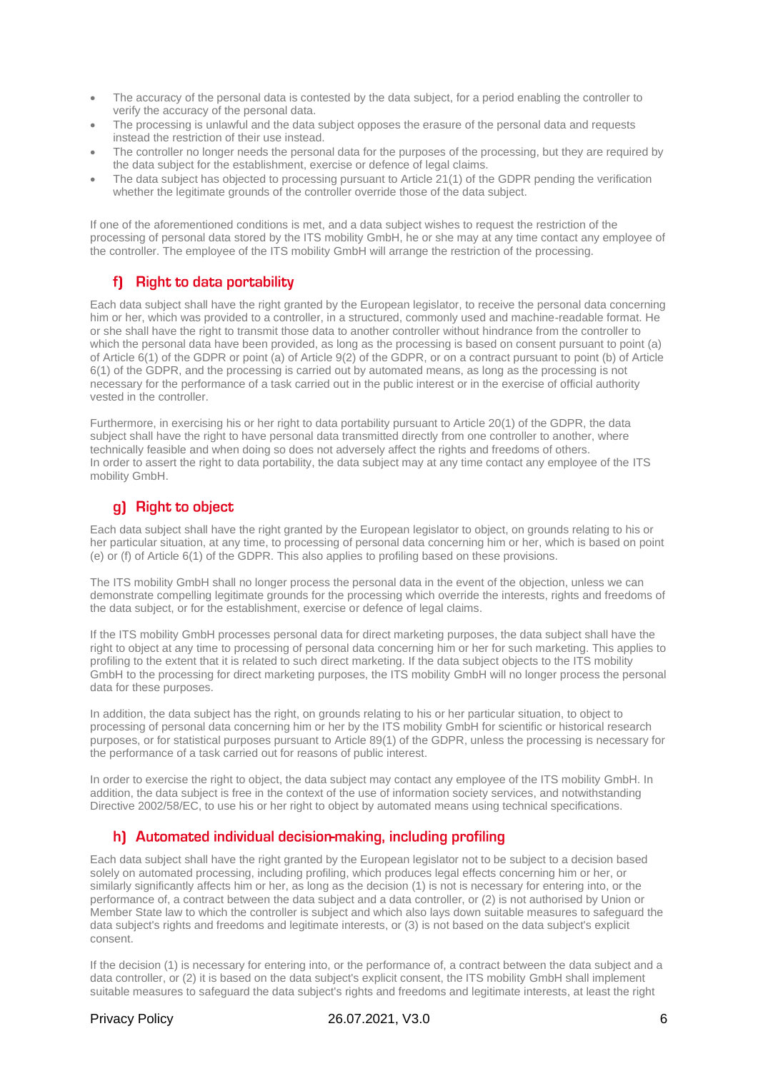- The accuracy of the personal data is contested by the data subject, for a period enabling the controller to verify the accuracy of the personal data.
- The processing is unlawful and the data subject opposes the erasure of the personal data and requests instead the restriction of their use instead.
- The controller no longer needs the personal data for the purposes of the processing, but they are required by the data subject for the establishment, exercise or defence of legal claims.
- The data subject has objected to processing pursuant to Article 21(1) of the GDPR pending the verification whether the legitimate grounds of the controller override those of the data subject.

If one of the aforementioned conditions is met, and a data subject wishes to request the restriction of the processing of personal data stored by the ITS mobility GmbH, he or she may at any time contact any employee of the controller. The employee of the ITS mobility GmbH will arrange the restriction of the processing.

### f) Right to data portability

Each data subject shall have the right granted by the European legislator, to receive the personal data concerning him or her, which was provided to a controller, in a structured, commonly used and machine-readable format. He or she shall have the right to transmit those data to another controller without hindrance from the controller to which the personal data have been provided, as long as the processing is based on consent pursuant to point (a) of Article 6(1) of the GDPR or point (a) of Article 9(2) of the GDPR, or on a contract pursuant to point (b) of Article 6(1) of the GDPR, and the processing is carried out by automated means, as long as the processing is not necessary for the performance of a task carried out in the public interest or in the exercise of official authority vested in the controller.

Furthermore, in exercising his or her right to data portability pursuant to Article 20(1) of the GDPR, the data subject shall have the right to have personal data transmitted directly from one controller to another, where technically feasible and when doing so does not adversely affect the rights and freedoms of others.
In order to assert the right to data portability, the data subject may at any time contact any employee of the ITS mobility GmbH.

### g) Right to object

Each data subject shall have the right granted by the European legislator to object, on grounds relating to his or her particular situation, at any time, to processing of personal data concerning him or her, which is based on point (e) or (f) of Article 6(1) of the GDPR. This also applies to profiling based on these provisions.

The ITS mobility GmbH shall no longer process the personal data in the event of the objection, unless we can demonstrate compelling legitimate grounds for the processing which override the interests, rights and freedoms of the data subject, or for the establishment, exercise or defence of legal claims.

If the ITS mobility GmbH processes personal data for direct marketing purposes, the data subject shall have the right to object at any time to processing of personal data concerning him or her for such marketing. This applies to profiling to the extent that it is related to such direct marketing. If the data subject objects to the ITS mobility GmbH to the processing for direct marketing purposes, the ITS mobility GmbH will no longer process the personal data for these purposes.

In addition, the data subject has the right, on grounds relating to his or her particular situation, to object to processing of personal data concerning him or her by the ITS mobility GmbH for scientific or historical research purposes, or for statistical purposes pursuant to Article 89(1) of the GDPR, unless the processing is necessary for the performance of a task carried out for reasons of public interest.

In order to exercise the right to object, the data subject may contact any employee of the ITS mobility GmbH. In addition, the data subject is free in the context of the use of information society services, and notwithstanding Directive 2002/58/EC, to use his or her right to object by automated means using technical specifications.

### h) Automated individual decision-making, including profiling

Each data subject shall have the right granted by the European legislator not to be subject to a decision based solely on automated processing, including profiling, which produces legal effects concerning him or her, or similarly significantly affects him or her, as long as the decision (1) is not is necessary for entering into, or the performance of, a contract between the data subject and a data controller, or (2) is not authorised by Union or Member State law to which the controller is subject and which also lays down suitable measures to safeguard the data subject's rights and freedoms and legitimate interests, or (3) is not based on the data subject's explicit consent.

If the decision (1) is necessary for entering into, or the performance of, a contract between the data subject and a data controller, or (2) it is based on the data subject's explicit consent, the ITS mobility GmbH shall implement suitable measures to safeguard the data subject's rights and freedoms and legitimate interests, at least the right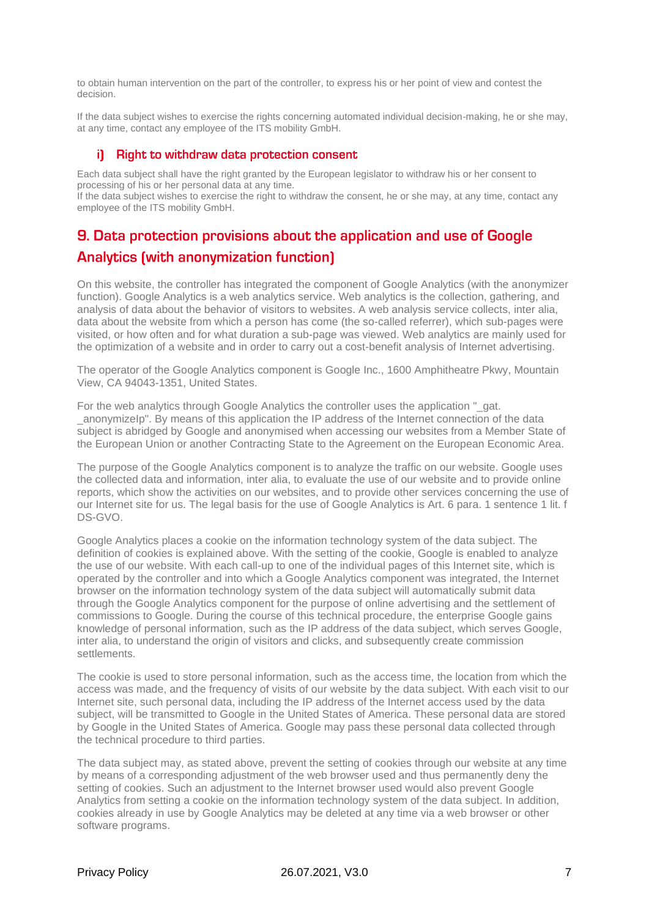to obtain human intervention on the part of the controller, to express his or her point of view and contest the decision.

If the data subject wishes to exercise the rights concerning automated individual decision-making, he or she may, at any time, contact any employee of the ITS mobility GmbH.

### i) Right to withdraw data protection consent

Each data subject shall have the right granted by the European legislator to withdraw his or her consent to processing of his or her personal data at any time.
If the data subject wishes to exercise the right to withdraw the consent, he or she may, at any time, contact any employee of the ITS mobility GmbH.

## 9. Data protection provisions about the application and use of Google Analytics (with anonymization function)

On this website, the controller has integrated the component of Google Analytics (with the anonymizer function). Google Analytics is a web analytics service. Web analytics is the collection, gathering, and analysis of data about the behavior of visitors to websites. A web analysis service collects, inter alia, data about the website from which a person has come (the so-called referrer), which sub-pages were visited, or how often and for what duration a sub-page was viewed. Web analytics are mainly used for the optimization of a website and in order to carry out a cost-benefit analysis of Internet advertising.

The operator of the Google Analytics component is Google Inc., 1600 Amphitheatre Pkwy, Mountain View, CA 94043-1351, United States.

For the web analytics through Google Analytics the controller uses the application "_gat. _anonymizeIp". By means of this application the IP address of the Internet connection of the data subject is abridged by Google and anonymised when accessing our websites from a Member State of the European Union or another Contracting State to the Agreement on the European Economic Area.

The purpose of the Google Analytics component is to analyze the traffic on our website. Google uses the collected data and information, inter alia, to evaluate the use of our website and to provide online reports, which show the activities on our websites, and to provide other services concerning the use of our Internet site for us. The legal basis for the use of Google Analytics is Art. 6 para. 1 sentence 1 lit. f DS-GVO.

Google Analytics places a cookie on the information technology system of the data subject. The definition of cookies is explained above. With the setting of the cookie, Google is enabled to analyze the use of our website. With each call-up to one of the individual pages of this Internet site, which is operated by the controller and into which a Google Analytics component was integrated, the Internet browser on the information technology system of the data subject will automatically submit data through the Google Analytics component for the purpose of online advertising and the settlement of commissions to Google. During the course of this technical procedure, the enterprise Google gains knowledge of personal information, such as the IP address of the data subject, which serves Google, inter alia, to understand the origin of visitors and clicks, and subsequently create commission settlements.

The cookie is used to store personal information, such as the access time, the location from which the access was made, and the frequency of visits of our website by the data subject. With each visit to our Internet site, such personal data, including the IP address of the Internet access used by the data subject, will be transmitted to Google in the United States of America. These personal data are stored by Google in the United States of America. Google may pass these personal data collected through the technical procedure to third parties.

The data subject may, as stated above, prevent the setting of cookies through our website at any time by means of a corresponding adjustment of the web browser used and thus permanently deny the setting of cookies. Such an adjustment to the Internet browser used would also prevent Google Analytics from setting a cookie on the information technology system of the data subject. In addition, cookies already in use by Google Analytics may be deleted at any time via a web browser or other software programs.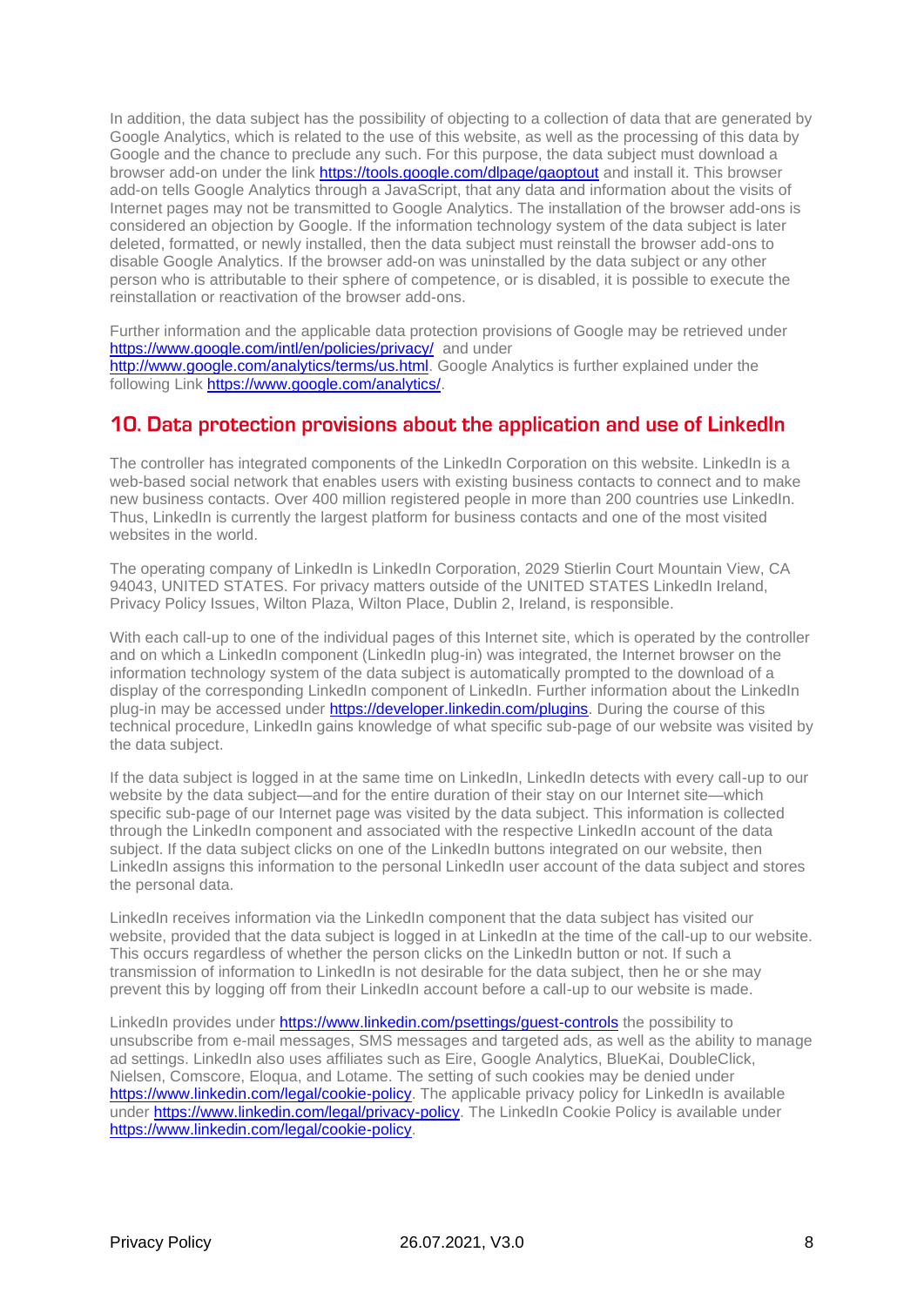In addition, the data subject has the possibility of objecting to a collection of data that are generated by Google Analytics, which is related to the use of this website, as well as the processing of this data by Google and the chance to preclude any such. For this purpose, the data subject must download a browser add-on under the link https://tools.google.com/dlpage/gaoptout and install it. This browser add-on tells Google Analytics through a JavaScript, that any data and information about the visits of Internet pages may not be transmitted to Google Analytics. The installation of the browser add-ons is considered an objection by Google. If the information technology system of the data subject is later deleted, formatted, or newly installed, then the data subject must reinstall the browser add-ons to disable Google Analytics. If the browser add-on was uninstalled by the data subject or any other person who is attributable to their sphere of competence, or is disabled, it is possible to execute the reinstallation or reactivation of the browser add-ons.

Further information and the applicable data protection provisions of Google may be retrieved under https://www.google.com/intl/en/policies/privacy/ and under http://www.google.com/analytics/terms/us.html. Google Analytics is further explained under the following Link https://www.google.com/analytics/.

## 10. Data protection provisions about the application and use of LinkedIn

The controller has integrated components of the LinkedIn Corporation on this website. LinkedIn is a web-based social network that enables users with existing business contacts to connect and to make new business contacts. Over 400 million registered people in more than 200 countries use LinkedIn. Thus, LinkedIn is currently the largest platform for business contacts and one of the most visited websites in the world.

The operating company of LinkedIn is LinkedIn Corporation, 2029 Stierlin Court Mountain View, CA 94043, UNITED STATES. For privacy matters outside of the UNITED STATES LinkedIn Ireland, Privacy Policy Issues, Wilton Plaza, Wilton Place, Dublin 2, Ireland, is responsible.

With each call-up to one of the individual pages of this Internet site, which is operated by the controller and on which a LinkedIn component (LinkedIn plug-in) was integrated, the Internet browser on the information technology system of the data subject is automatically prompted to the download of a display of the corresponding LinkedIn component of LinkedIn. Further information about the LinkedIn plug-in may be accessed under https://developer.linkedin.com/plugins. During the course of this technical procedure, LinkedIn gains knowledge of what specific sub-page of our website was visited by the data subject.

If the data subject is logged in at the same time on LinkedIn, LinkedIn detects with every call-up to our website by the data subject—and for the entire duration of their stay on our Internet site—which specific sub-page of our Internet page was visited by the data subject. This information is collected through the LinkedIn component and associated with the respective LinkedIn account of the data subject. If the data subject clicks on one of the LinkedIn buttons integrated on our website, then LinkedIn assigns this information to the personal LinkedIn user account of the data subject and stores the personal data.

LinkedIn receives information via the LinkedIn component that the data subject has visited our website, provided that the data subject is logged in at LinkedIn at the time of the call-up to our website. This occurs regardless of whether the person clicks on the LinkedIn button or not. If such a transmission of information to LinkedIn is not desirable for the data subject, then he or she may prevent this by logging off from their LinkedIn account before a call-up to our website is made.

LinkedIn provides under https://www.linkedin.com/psettings/guest-controls the possibility to unsubscribe from e-mail messages, SMS messages and targeted ads, as well as the ability to manage ad settings. LinkedIn also uses affiliates such as Eire, Google Analytics, BlueKai, DoubleClick, Nielsen, Comscore, Eloqua, and Lotame. The setting of such cookies may be denied under https://www.linkedin.com/legal/cookie-policy. The applicable privacy policy for LinkedIn is available under https://www.linkedin.com/legal/privacy-policy. The LinkedIn Cookie Policy is available under https://www.linkedin.com/legal/cookie-policy.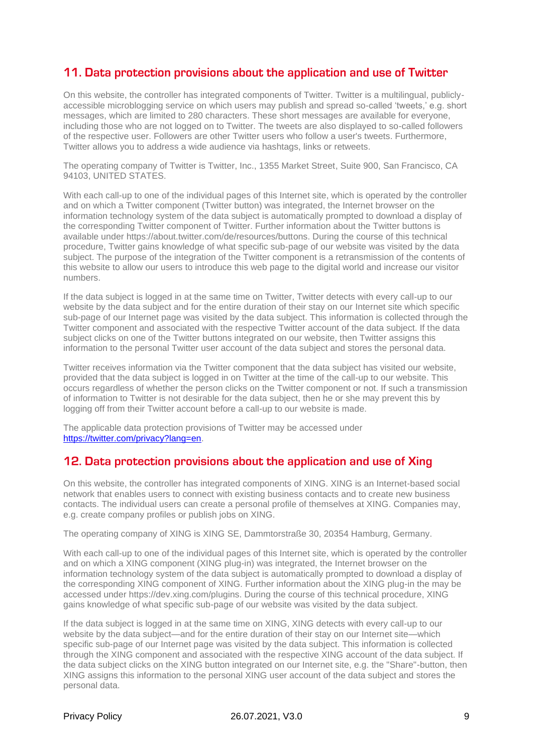## 11. Data protection provisions about the application and use of Twitter

On this website, the controller has integrated components of Twitter. Twitter is a multilingual, publicly-accessible microblogging service on which users may publish and spread so-called 'tweets,' e.g. short messages, which are limited to 280 characters. These short messages are available for everyone, including those who are not logged on to Twitter. The tweets are also displayed to so-called followers of the respective user. Followers are other Twitter users who follow a user's tweets. Furthermore, Twitter allows you to address a wide audience via hashtags, links or retweets.

The operating company of Twitter is Twitter, Inc., 1355 Market Street, Suite 900, San Francisco, CA 94103, UNITED STATES.

With each call-up to one of the individual pages of this Internet site, which is operated by the controller and on which a Twitter component (Twitter button) was integrated, the Internet browser on the information technology system of the data subject is automatically prompted to download a display of the corresponding Twitter component of Twitter. Further information about the Twitter buttons is available under https://about.twitter.com/de/resources/buttons. During the course of this technical procedure, Twitter gains knowledge of what specific sub-page of our website was visited by the data subject. The purpose of the integration of the Twitter component is a retransmission of the contents of this website to allow our users to introduce this web page to the digital world and increase our visitor numbers.

If the data subject is logged in at the same time on Twitter, Twitter detects with every call-up to our website by the data subject and for the entire duration of their stay on our Internet site which specific sub-page of our Internet page was visited by the data subject. This information is collected through the Twitter component and associated with the respective Twitter account of the data subject. If the data subject clicks on one of the Twitter buttons integrated on our website, then Twitter assigns this information to the personal Twitter user account of the data subject and stores the personal data.

Twitter receives information via the Twitter component that the data subject has visited our website, provided that the data subject is logged in on Twitter at the time of the call-up to our website. This occurs regardless of whether the person clicks on the Twitter component or not. If such a transmission of information to Twitter is not desirable for the data subject, then he or she may prevent this by logging off from their Twitter account before a call-up to our website is made.

The applicable data protection provisions of Twitter may be accessed under [https://twitter.com/privacy?lang=en](https://twitter.com/privacy?lang=en).

## 12. Data protection provisions about the application and use of Xing

On this website, the controller has integrated components of XING. XING is an Internet-based social network that enables users to connect with existing business contacts and to create new business contacts. The individual users can create a personal profile of themselves at XING. Companies may, e.g. create company profiles or publish jobs on XING.

The operating company of XING is XING SE, Dammtorstraße 30, 20354 Hamburg, Germany.

With each call-up to one of the individual pages of this Internet site, which is operated by the controller and on which a XING component (XING plug-in) was integrated, the Internet browser on the information technology system of the data subject is automatically prompted to download a display of the corresponding XING component of XING. Further information about the XING plug-in the may be accessed under https://dev.xing.com/plugins. During the course of this technical procedure, XING gains knowledge of what specific sub-page of our website was visited by the data subject.

If the data subject is logged in at the same time on XING, XING detects with every call-up to our website by the data subject—and for the entire duration of their stay on our Internet site—which specific sub-page of our Internet page was visited by the data subject. This information is collected through the XING component and associated with the respective XING account of the data subject. If the data subject clicks on the XING button integrated on our Internet site, e.g. the "Share"-button, then XING assigns this information to the personal XING user account of the data subject and stores the personal data.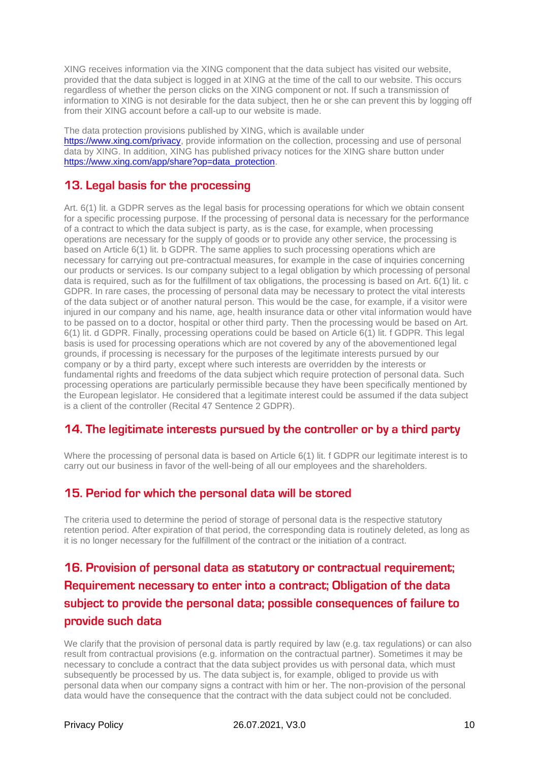XING receives information via the XING component that the data subject has visited our website, provided that the data subject is logged in at XING at the time of the call to our website. This occurs regardless of whether the person clicks on the XING component or not. If such a transmission of information to XING is not desirable for the data subject, then he or she can prevent this by logging off from their XING account before a call-up to our website is made.

The data protection provisions published by XING, which is available under https://www.xing.com/privacy, provide information on the collection, processing and use of personal data by XING. In addition, XING has published privacy notices for the XING share button under https://www.xing.com/app/share?op=data_protection.

## 13. Legal basis for the processing

Art. 6(1) lit. a GDPR serves as the legal basis for processing operations for which we obtain consent for a specific processing purpose. If the processing of personal data is necessary for the performance of a contract to which the data subject is party, as is the case, for example, when processing operations are necessary for the supply of goods or to provide any other service, the processing is based on Article 6(1) lit. b GDPR. The same applies to such processing operations which are necessary for carrying out pre-contractual measures, for example in the case of inquiries concerning our products or services. Is our company subject to a legal obligation by which processing of personal data is required, such as for the fulfillment of tax obligations, the processing is based on Art. 6(1) lit. c GDPR. In rare cases, the processing of personal data may be necessary to protect the vital interests of the data subject or of another natural person. This would be the case, for example, if a visitor were injured in our company and his name, age, health insurance data or other vital information would have to be passed on to a doctor, hospital or other third party. Then the processing would be based on Art. 6(1) lit. d GDPR. Finally, processing operations could be based on Article 6(1) lit. f GDPR. This legal basis is used for processing operations which are not covered by any of the abovementioned legal grounds, if processing is necessary for the purposes of the legitimate interests pursued by our company or by a third party, except where such interests are overridden by the interests or fundamental rights and freedoms of the data subject which require protection of personal data. Such processing operations are particularly permissible because they have been specifically mentioned by the European legislator. He considered that a legitimate interest could be assumed if the data subject is a client of the controller (Recital 47 Sentence 2 GDPR).

## 14. The legitimate interests pursued by the controller or by a third party

Where the processing of personal data is based on Article 6(1) lit. f GDPR our legitimate interest is to carry out our business in favor of the well-being of all our employees and the shareholders.

## 15. Period for which the personal data will be stored

The criteria used to determine the period of storage of personal data is the respective statutory retention period. After expiration of that period, the corresponding data is routinely deleted, as long as it is no longer necessary for the fulfillment of the contract or the initiation of a contract.

## 16. Provision of personal data as statutory or contractual requirement; Requirement necessary to enter into a contract; Obligation of the data subject to provide the personal data; possible consequences of failure to provide such data

We clarify that the provision of personal data is partly required by law (e.g. tax regulations) or can also result from contractual provisions (e.g. information on the contractual partner). Sometimes it may be necessary to conclude a contract that the data subject provides us with personal data, which must subsequently be processed by us. The data subject is, for example, obliged to provide us with personal data when our company signs a contract with him or her. The non-provision of the personal data would have the consequence that the contract with the data subject could not be concluded.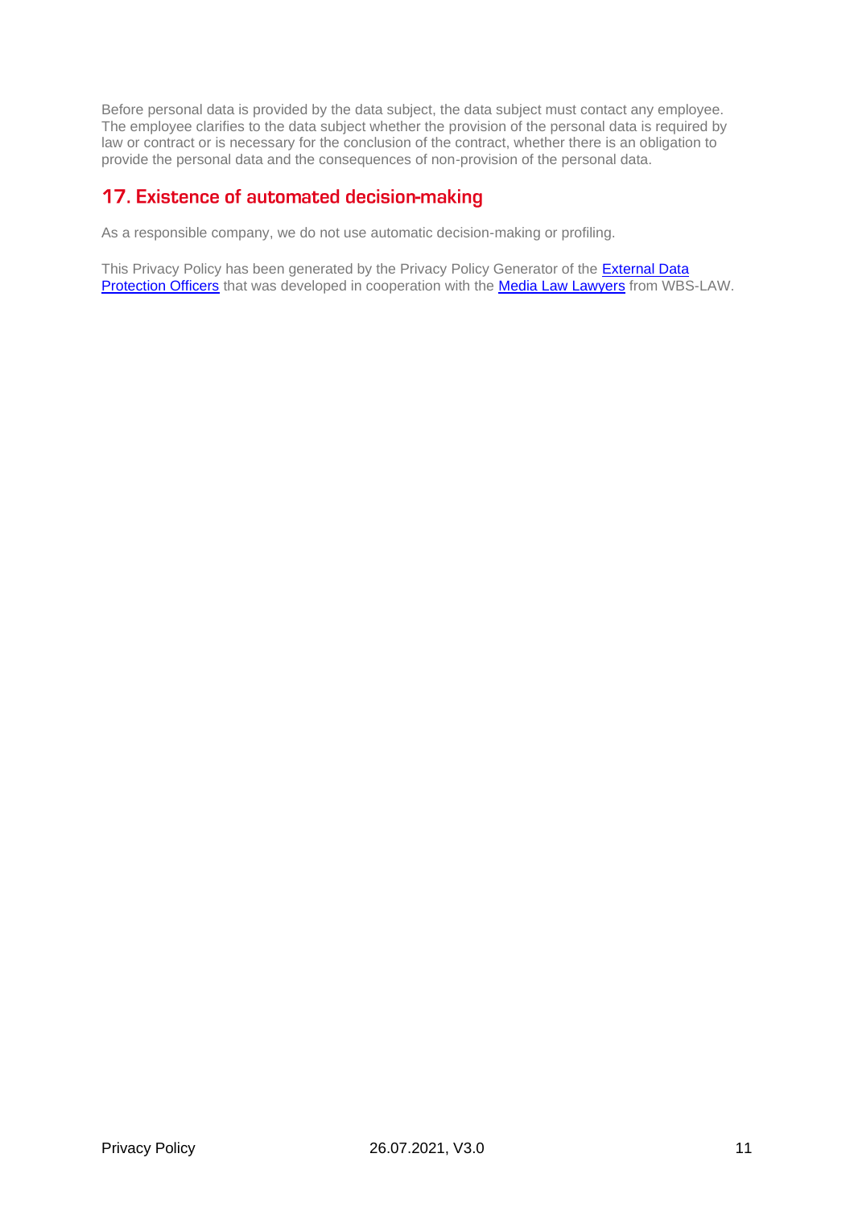Before personal data is provided by the data subject, the data subject must contact any employee. The employee clarifies to the data subject whether the provision of the personal data is required by law or contract or is necessary for the conclusion of the contract, whether there is an obligation to provide the personal data and the consequences of non-provision of the personal data.

## 17. Existence of automated decision-making

As a responsible company, we do not use automatic decision-making or profiling.

This Privacy Policy has been generated by the Privacy Policy Generator of the External Data Protection Officers that was developed in cooperation with the Media Law Lawyers from WBS-LAW.